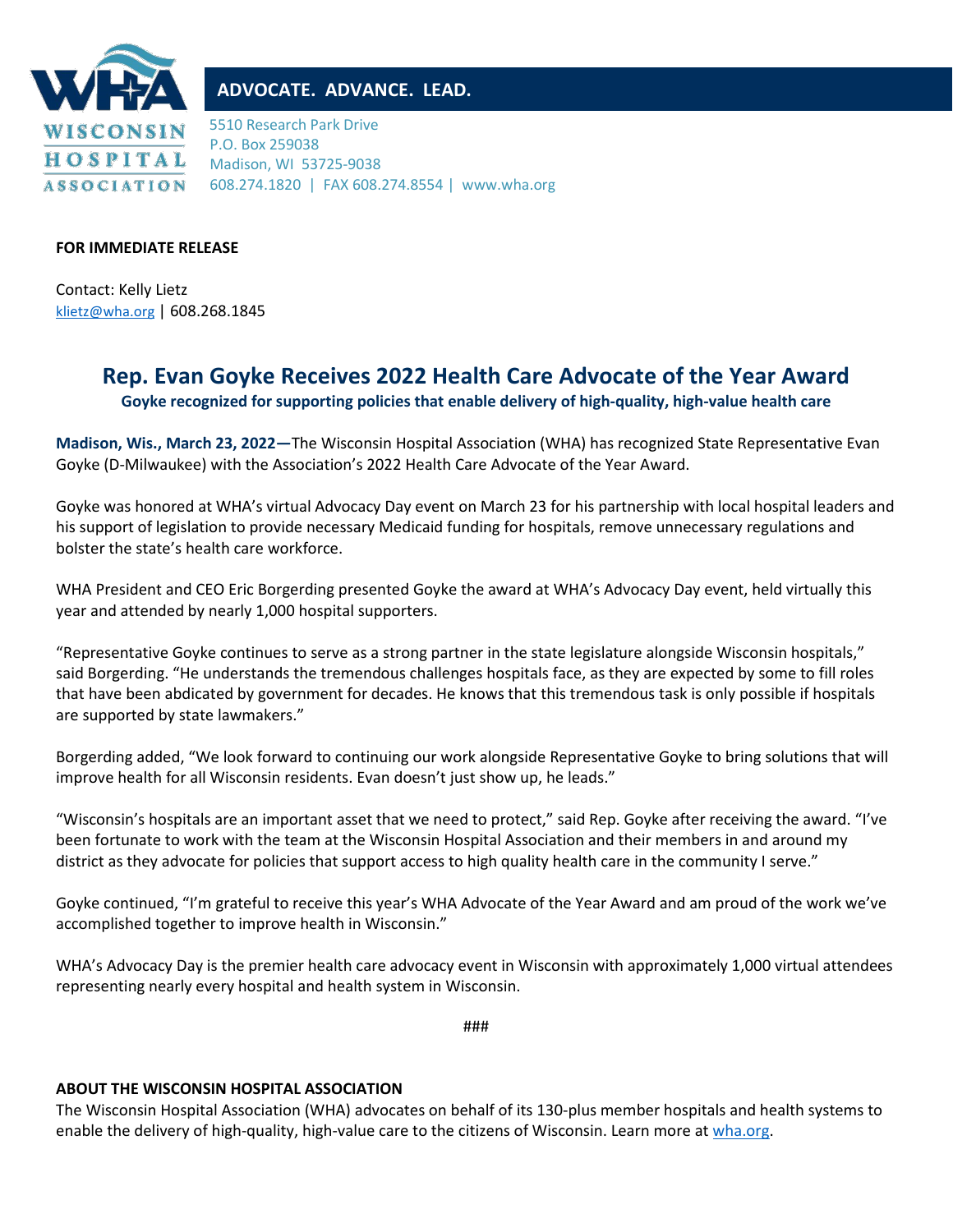WISCONSIN HOSPITAL ASSOCIATION

**ADVOCATE. ADVANCE. LEAD.**

5510 Research Park Drive
P.O. Box 259038
Madison, WI 53725-9038
608.274.1820 | FAX 608.274.8554 | www.wha.org

**FOR IMMEDIATE RELEASE**

Contact: Kelly Lietz
klietz@wha.org | 608.268.1845

# Rep. Evan Goyke Receives 2022 Health Care Advocate of the Year Award

**Goyke recognized for supporting policies that enable delivery of high-quality, high-value health care**

**Madison, Wis., March 23, 2022—**The Wisconsin Hospital Association (WHA) has recognized State Representative Evan Goyke (D-Milwaukee) with the Association's 2022 Health Care Advocate of the Year Award.

Goyke was honored at WHA's virtual Advocacy Day event on March 23 for his partnership with local hospital leaders and his support of legislation to provide necessary Medicaid funding for hospitals, remove unnecessary regulations and bolster the state's health care workforce.

WHA President and CEO Eric Borgerding presented Goyke the award at WHA's Advocacy Day event, held virtually this year and attended by nearly 1,000 hospital supporters.

"Representative Goyke continues to serve as a strong partner in the state legislature alongside Wisconsin hospitals," said Borgerding. "He understands the tremendous challenges hospitals face, as they are expected by some to fill roles that have been abdicated by government for decades. He knows that this tremendous task is only possible if hospitals are supported by state lawmakers."

Borgerding added, "We look forward to continuing our work alongside Representative Goyke to bring solutions that will improve health for all Wisconsin residents. Evan doesn't just show up, he leads."

"Wisconsin's hospitals are an important asset that we need to protect," said Rep. Goyke after receiving the award. "I've been fortunate to work with the team at the Wisconsin Hospital Association and their members in and around my district as they advocate for policies that support access to high quality health care in the community I serve."

Goyke continued, "I'm grateful to receive this year's WHA Advocate of the Year Award and am proud of the work we've accomplished together to improve health in Wisconsin."

WHA's Advocacy Day is the premier health care advocacy event in Wisconsin with approximately 1,000 virtual attendees representing nearly every hospital and health system in Wisconsin.

###

**ABOUT THE WISCONSIN HOSPITAL ASSOCIATION**

The Wisconsin Hospital Association (WHA) advocates on behalf of its 130-plus member hospitals and health systems to enable the delivery of high-quality, high-value care to the citizens of Wisconsin. Learn more at wha.org.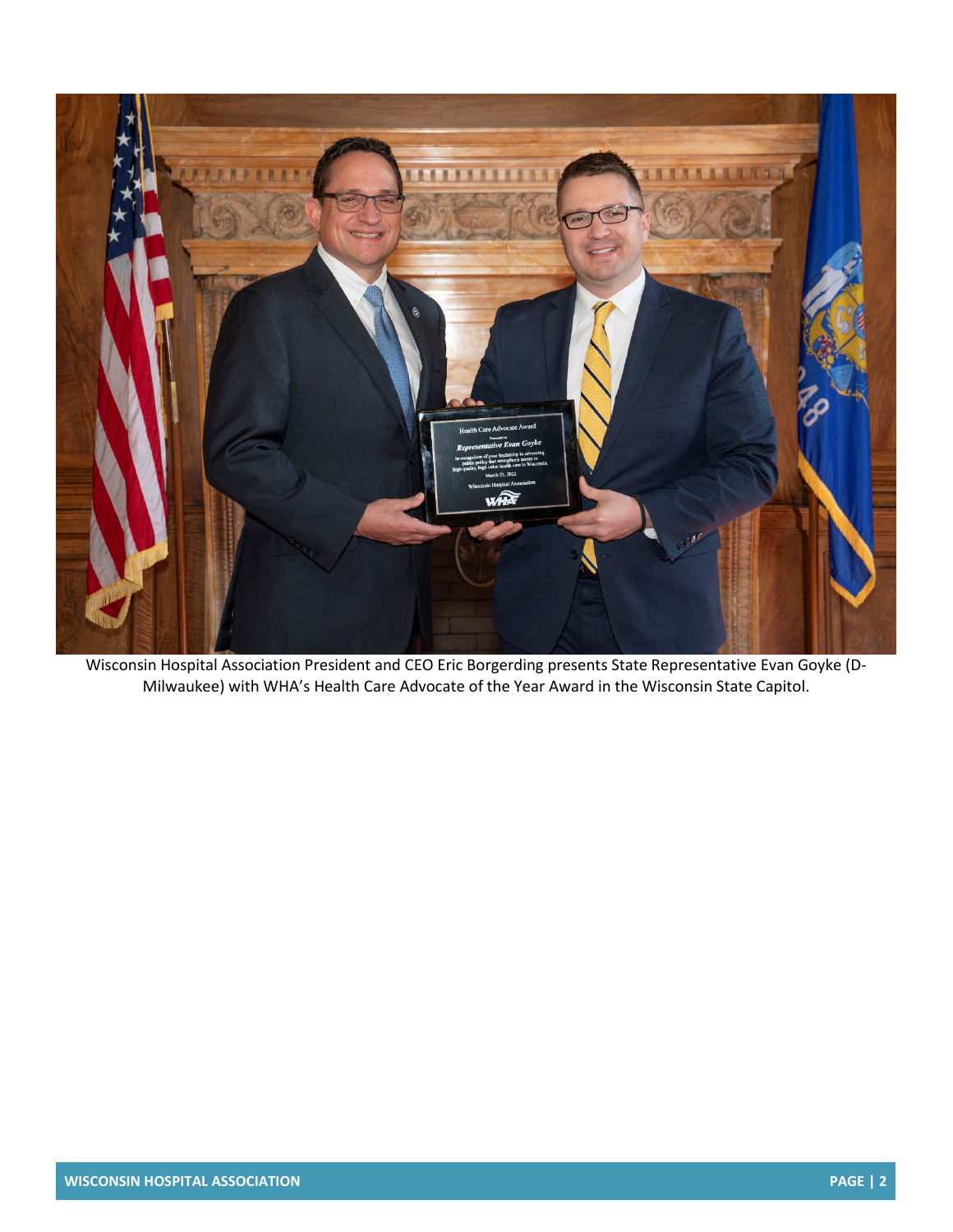Wisconsin Hospital Association President and CEO Eric Borgerding presents State Representative Evan Goyke (D-Milwaukee) with WHA's Health Care Advocate of the Year Award in the Wisconsin State Capitol.